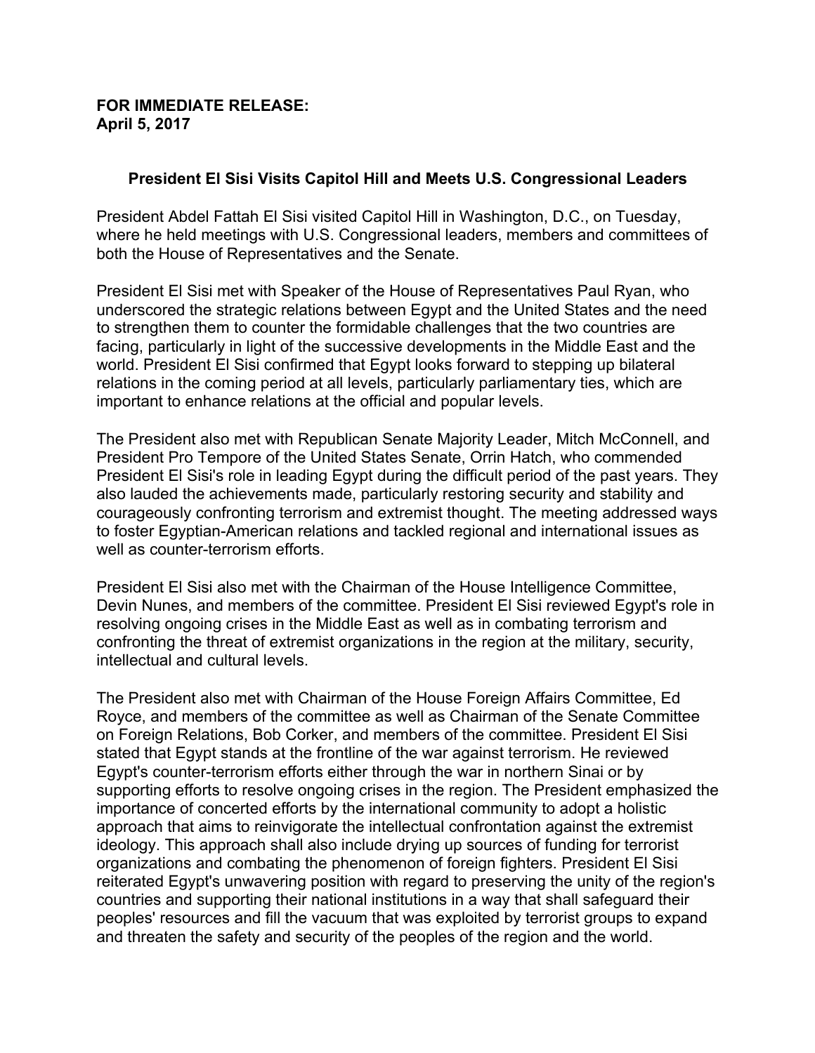**FOR IMMEDIATE RELEASE:**
**April 5, 2017**

## President El Sisi Visits Capitol Hill and Meets U.S. Congressional Leaders

President Abdel Fattah El Sisi visited Capitol Hill in Washington, D.C., on Tuesday, where he held meetings with U.S. Congressional leaders, members and committees of both the House of Representatives and the Senate.

President El Sisi met with Speaker of the House of Representatives Paul Ryan, who underscored the strategic relations between Egypt and the United States and the need to strengthen them to counter the formidable challenges that the two countries are facing, particularly in light of the successive developments in the Middle East and the world. President El Sisi confirmed that Egypt looks forward to stepping up bilateral relations in the coming period at all levels, particularly parliamentary ties, which are important to enhance relations at the official and popular levels.

The President also met with Republican Senate Majority Leader, Mitch McConnell, and President Pro Tempore of the United States Senate, Orrin Hatch, who commended President El Sisi's role in leading Egypt during the difficult period of the past years. They also lauded the achievements made, particularly restoring security and stability and courageously confronting terrorism and extremist thought. The meeting addressed ways to foster Egyptian-American relations and tackled regional and international issues as well as counter-terrorism efforts.

President El Sisi also met with the Chairman of the House Intelligence Committee, Devin Nunes, and members of the committee. President El Sisi reviewed Egypt's role in resolving ongoing crises in the Middle East as well as in combating terrorism and confronting the threat of extremist organizations in the region at the military, security, intellectual and cultural levels.

The President also met with Chairman of the House Foreign Affairs Committee, Ed Royce, and members of the committee as well as Chairman of the Senate Committee on Foreign Relations, Bob Corker, and members of the committee. President El Sisi stated that Egypt stands at the frontline of the war against terrorism. He reviewed Egypt's counter-terrorism efforts either through the war in northern Sinai or by supporting efforts to resolve ongoing crises in the region. The President emphasized the importance of concerted efforts by the international community to adopt a holistic approach that aims to reinvigorate the intellectual confrontation against the extremist ideology. This approach shall also include drying up sources of funding for terrorist organizations and combating the phenomenon of foreign fighters. President El Sisi reiterated Egypt's unwavering position with regard to preserving the unity of the region's countries and supporting their national institutions in a way that shall safeguard their peoples' resources and fill the vacuum that was exploited by terrorist groups to expand and threaten the safety and security of the peoples of the region and the world.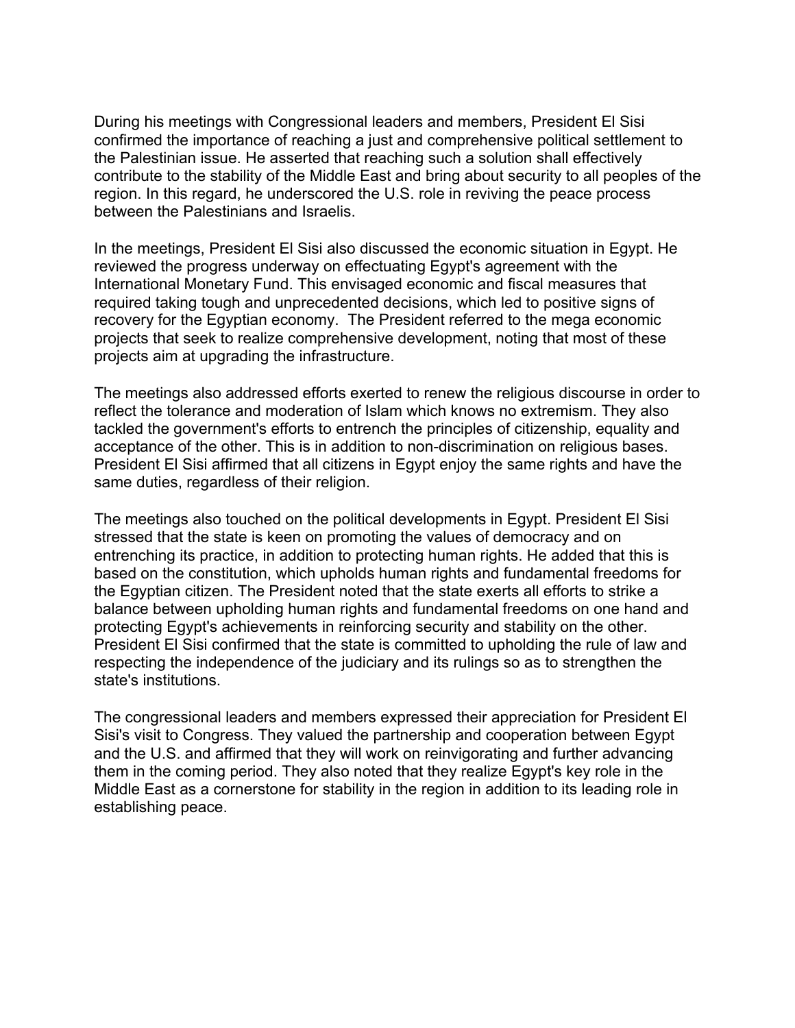During his meetings with Congressional leaders and members, President El Sisi confirmed the importance of reaching a just and comprehensive political settlement to the Palestinian issue. He asserted that reaching such a solution shall effectively contribute to the stability of the Middle East and bring about security to all peoples of the region. In this regard, he underscored the U.S. role in reviving the peace process between the Palestinians and Israelis.

In the meetings, President El Sisi also discussed the economic situation in Egypt. He reviewed the progress underway on effectuating Egypt's agreement with the International Monetary Fund. This envisaged economic and fiscal measures that required taking tough and unprecedented decisions, which led to positive signs of recovery for the Egyptian economy. The President referred to the mega economic projects that seek to realize comprehensive development, noting that most of these projects aim at upgrading the infrastructure.

The meetings also addressed efforts exerted to renew the religious discourse in order to reflect the tolerance and moderation of Islam which knows no extremism. They also tackled the government's efforts to entrench the principles of citizenship, equality and acceptance of the other. This is in addition to non-discrimination on religious bases. President El Sisi affirmed that all citizens in Egypt enjoy the same rights and have the same duties, regardless of their religion.

The meetings also touched on the political developments in Egypt. President El Sisi stressed that the state is keen on promoting the values of democracy and on entrenching its practice, in addition to protecting human rights. He added that this is based on the constitution, which upholds human rights and fundamental freedoms for the Egyptian citizen. The President noted that the state exerts all efforts to strike a balance between upholding human rights and fundamental freedoms on one hand and protecting Egypt's achievements in reinforcing security and stability on the other. President El Sisi confirmed that the state is committed to upholding the rule of law and respecting the independence of the judiciary and its rulings so as to strengthen the state's institutions.

The congressional leaders and members expressed their appreciation for President El Sisi's visit to Congress. They valued the partnership and cooperation between Egypt and the U.S. and affirmed that they will work on reinvigorating and further advancing them in the coming period. They also noted that they realize Egypt's key role in the Middle East as a cornerstone for stability in the region in addition to its leading role in establishing peace.